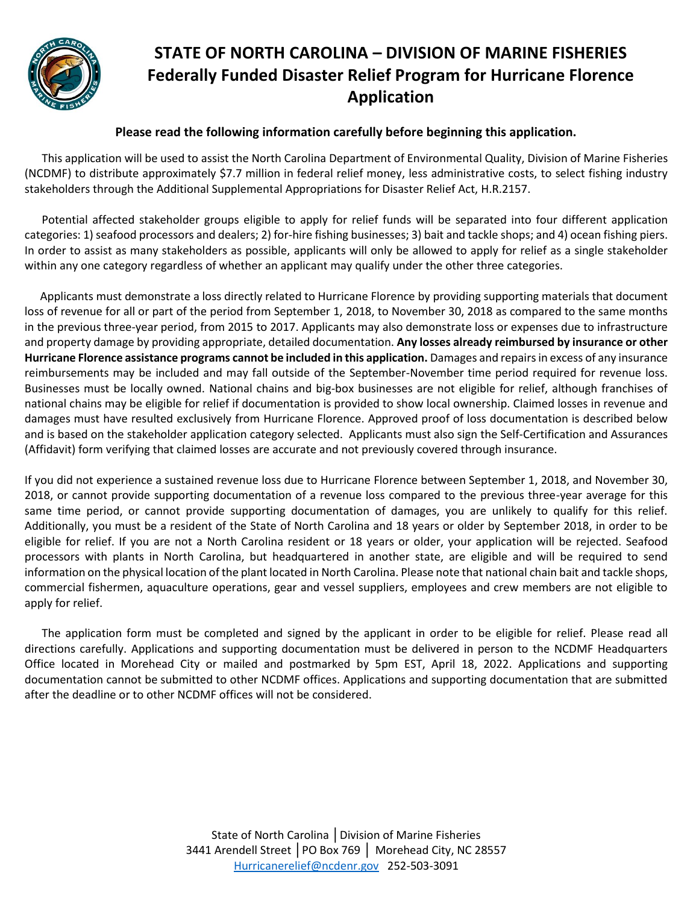# STATE OF NORTH CAROLINA – DIVISION OF MARINE FISHERIES
# Federally Funded Disaster Relief Program for Hurricane Florence Application

**Please read the following information carefully before beginning this application.**

This application will be used to assist the North Carolina Department of Environmental Quality, Division of Marine Fisheries (NCDMF) to distribute approximately $7.7 million in federal relief money, less administrative costs, to select fishing industry stakeholders through the Additional Supplemental Appropriations for Disaster Relief Act, H.R.2157.

Potential affected stakeholder groups eligible to apply for relief funds will be separated into four different application categories: 1) seafood processors and dealers; 2) for-hire fishing businesses; 3) bait and tackle shops; and 4) ocean fishing piers. In order to assist as many stakeholders as possible, applicants will only be allowed to apply for relief as a single stakeholder within any one category regardless of whether an applicant may qualify under the other three categories.

Applicants must demonstrate a loss directly related to Hurricane Florence by providing supporting materials that document loss of revenue for all or part of the period from September 1, 2018, to November 30, 2018 as compared to the same months in the previous three-year period, from 2015 to 2017. Applicants may also demonstrate loss or expenses due to infrastructure and property damage by providing appropriate, detailed documentation. **Any losses already reimbursed by insurance or other Hurricane Florence assistance programs cannot be included in this application.** Damages and repairs in excess of any insurance reimbursements may be included and may fall outside of the September-November time period required for revenue loss. Businesses must be locally owned. National chains and big-box businesses are not eligible for relief, although franchises of national chains may be eligible for relief if documentation is provided to show local ownership. Claimed losses in revenue and damages must have resulted exclusively from Hurricane Florence. Approved proof of loss documentation is described below and is based on the stakeholder application category selected. Applicants must also sign the Self-Certification and Assurances (Affidavit) form verifying that claimed losses are accurate and not previously covered through insurance.

If you did not experience a sustained revenue loss due to Hurricane Florence between September 1, 2018, and November 30, 2018, or cannot provide supporting documentation of a revenue loss compared to the previous three-year average for this same time period, or cannot provide supporting documentation of damages, you are unlikely to qualify for this relief. Additionally, you must be a resident of the State of North Carolina and 18 years or older by September 2018, in order to be eligible for relief. If you are not a North Carolina resident or 18 years or older, your application will be rejected. Seafood processors with plants in North Carolina, but headquartered in another state, are eligible and will be required to send information on the physical location of the plant located in North Carolina. Please note that national chain bait and tackle shops, commercial fishermen, aquaculture operations, gear and vessel suppliers, employees and crew members are not eligible to apply for relief.

The application form must be completed and signed by the applicant in order to be eligible for relief. Please read all directions carefully. Applications and supporting documentation must be delivered in person to the NCDMF Headquarters Office located in Morehead City or mailed and postmarked by 5pm EST, April 18, 2022. Applications and supporting documentation cannot be submitted to other NCDMF offices. Applications and supporting documentation that are submitted after the deadline or to other NCDMF offices will not be considered.

State of North Carolina | Division of Marine Fisheries
3441 Arendell Street | PO Box 769 | Morehead City, NC 28557
Hurricanerelief@ncdenr.gov 252-503-3091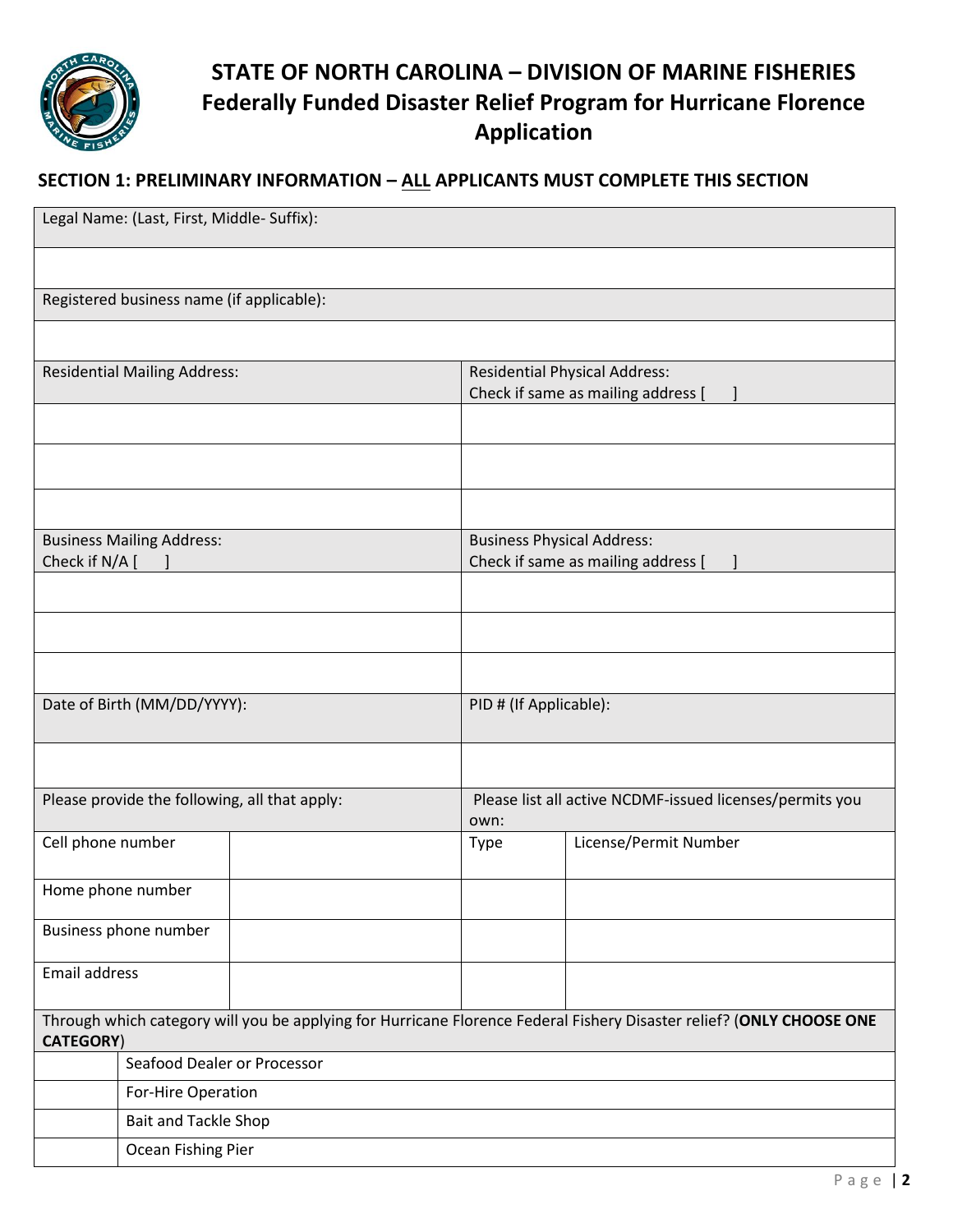# STATE OF NORTH CAROLINA – DIVISION OF MARINE FISHERIES

## Federally Funded Disaster Relief Program for Hurricane Florence Application

### SECTION 1: PRELIMINARY INFORMATION – ALL APPLICANTS MUST COMPLETE THIS SECTION

| Legal Name: (Last, First, Middle- Suffix): | |
|---|---|
| | |
| Registered business name (if applicable): | |
| | |
| Residential Mailing Address: | Residential Physical Address: Check if same as mailing address [ ] |
| | |
| | |
| | |
| Business Mailing Address: Check if N/A [ ] | Business Physical Address: Check if same as mailing address [ ] |
| | |
| | |
| | |
| Date of Birth (MM/DD/YYYY): | PID # (If Applicable): |
| | |

| Please provide the following, all that apply: | | Please list all active NCDMF-issued licenses/permits you own: | |
|---|---|---|---|
| Cell phone number | | Type | License/Permit Number |
| Home phone number | | | |
| Business phone number | | | |
| Email address | | | |

| Through which category will you be applying for Hurricane Florence Federal Fishery Disaster relief? (**ONLY CHOOSE ONE CATEGORY**) | |
|---|---|
| | Seafood Dealer or Processor |
| | For-Hire Operation |
| | Bait and Tackle Shop |
| | Ocean Fishing Pier |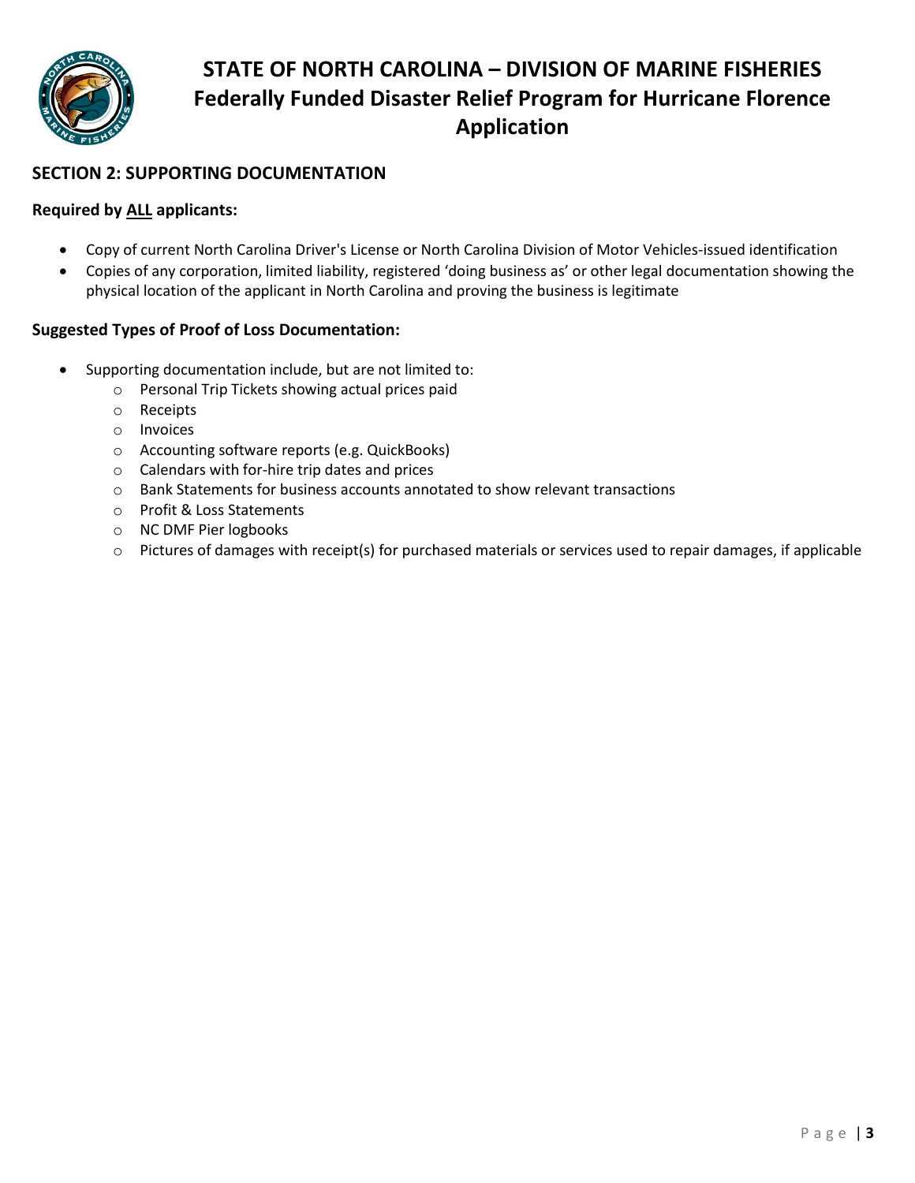# STATE OF NORTH CAROLINA – DIVISION OF MARINE FISHERIES
# Federally Funded Disaster Relief Program for Hurricane Florence Application

## SECTION 2: SUPPORTING DOCUMENTATION

**Required by ALL applicants:**

- Copy of current North Carolina Driver's License or North Carolina Division of Motor Vehicles-issued identification
- Copies of any corporation, limited liability, registered 'doing business as' or other legal documentation showing the physical location of the applicant in North Carolina and proving the business is legitimate

**Suggested Types of Proof of Loss Documentation:**

- Supporting documentation include, but are not limited to:
    - Personal Trip Tickets showing actual prices paid
    - Receipts
    - Invoices
    - Accounting software reports (e.g. QuickBooks)
    - Calendars with for-hire trip dates and prices
    - Bank Statements for business accounts annotated to show relevant transactions
    - Profit & Loss Statements
    - NC DMF Pier logbooks
    - Pictures of damages with receipt(s) for purchased materials or services used to repair damages, if applicable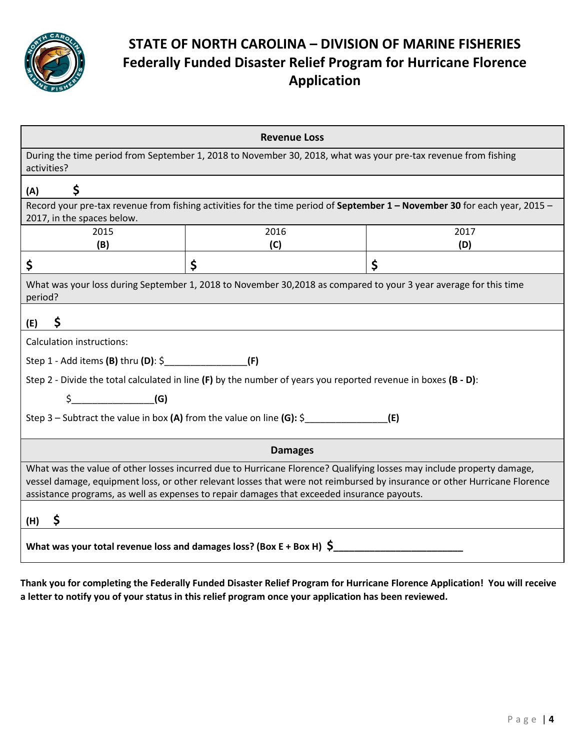# STATE OF NORTH CAROLINA – DIVISION OF MARINE FISHERIES
# Federally Funded Disaster Relief Program for Hurricane Florence Application

## Revenue Loss

During the time period from September 1, 2018 to November 30, 2018, what was your pre-tax revenue from fishing activities?

**(A)** $

Record your pre-tax revenue from fishing activities for the time period of **September 1 – November 30** for each year, 2015 – 2017, in the spaces below.

| 2015 **(B)** | 2016 **(C)** | 2017 **(D)** |
| --- | --- | --- |
| $ | $ | $ |

What was your loss during September 1, 2018 to November 30,2018 as compared to your 3 year average for this time period?

**(E)** $

Calculation instructions:

Step 1 - Add items **(B)** thru **(D)**: $________________**(F)**

Step 2 - Divide the total calculated in line **(F)** by the number of years you reported revenue in boxes **(B - D)**:

$________________**(G)**

Step 3 – Subtract the value in box **(A)** from the value on line **(G):** $________________**(E)**

## Damages

What was the value of other losses incurred due to Hurricane Florence? Qualifying losses may include property damage, vessel damage, equipment loss, or other relevant losses that were not reimbursed by insurance or other Hurricane Florence assistance programs, as well as expenses to repair damages that exceeded insurance payouts.

**(H)** $

**What was your total revenue loss and damages loss? (Box E + Box H) $_________________________**

**Thank you for completing the Federally Funded Disaster Relief Program for Hurricane Florence Application! You will receive a letter to notify you of your status in this relief program once your application has been reviewed.**